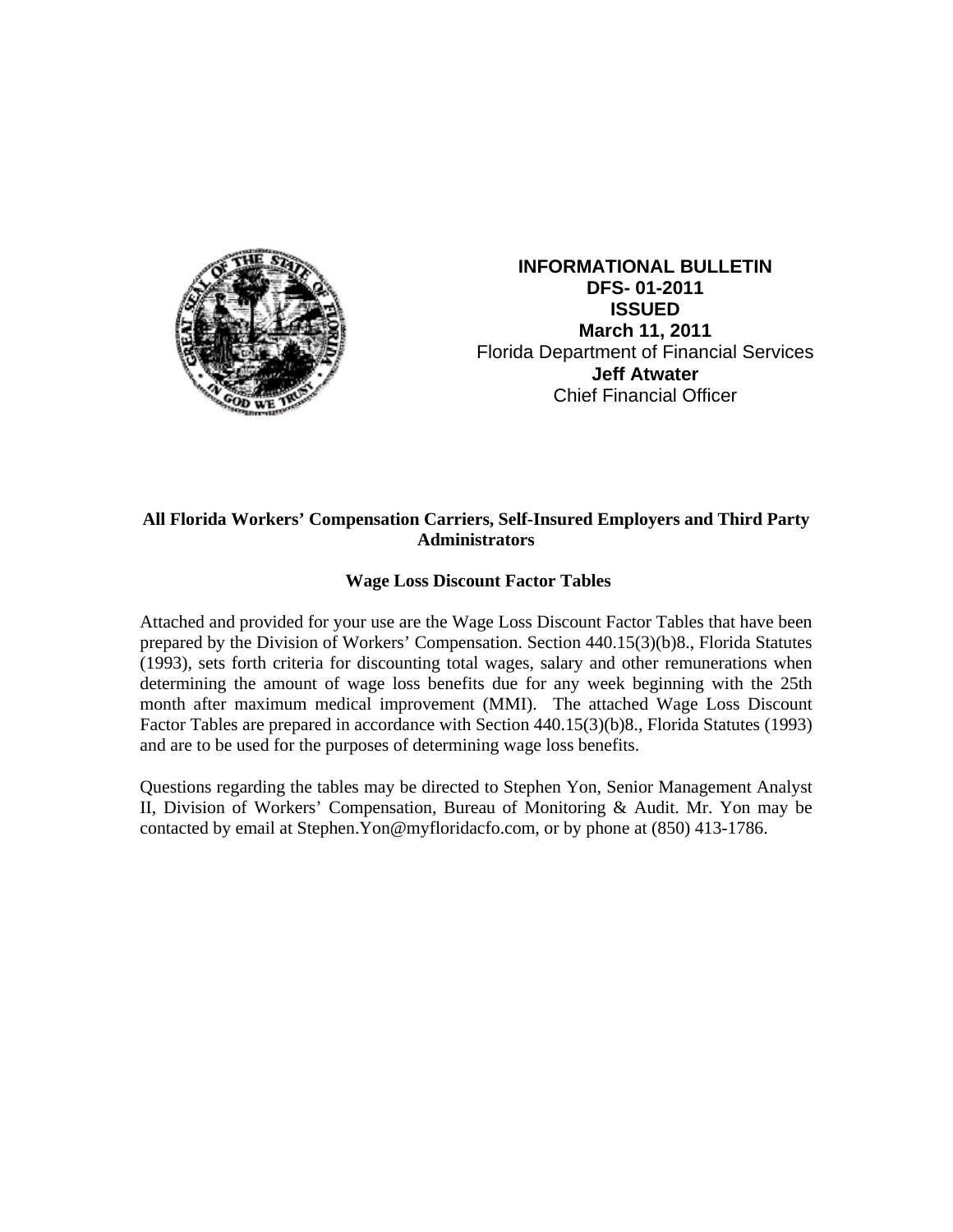**INFORMATIONAL BULLETIN**
**DFS- 01-2011**
**ISSUED**
**March 11, 2011**
Florida Department of Financial Services
**Jeff Atwater**
Chief Financial Officer

**All Florida Workers' Compensation Carriers, Self-Insured Employers and Third Party Administrators**

**Wage Loss Discount Factor Tables**

Attached and provided for your use are the Wage Loss Discount Factor Tables that have been prepared by the Division of Workers' Compensation. Section 440.15(3)(b)8., Florida Statutes (1993), sets forth criteria for discounting total wages, salary and other remunerations when determining the amount of wage loss benefits due for any week beginning with the 25th month after maximum medical improvement (MMI). The attached Wage Loss Discount Factor Tables are prepared in accordance with Section 440.15(3)(b)8., Florida Statutes (1993) and are to be used for the purposes of determining wage loss benefits.

Questions regarding the tables may be directed to Stephen Yon, Senior Management Analyst II, Division of Workers' Compensation, Bureau of Monitoring & Audit. Mr. Yon may be contacted by email at Stephen.Yon@myfloridacfo.com, or by phone at (850) 413-1786.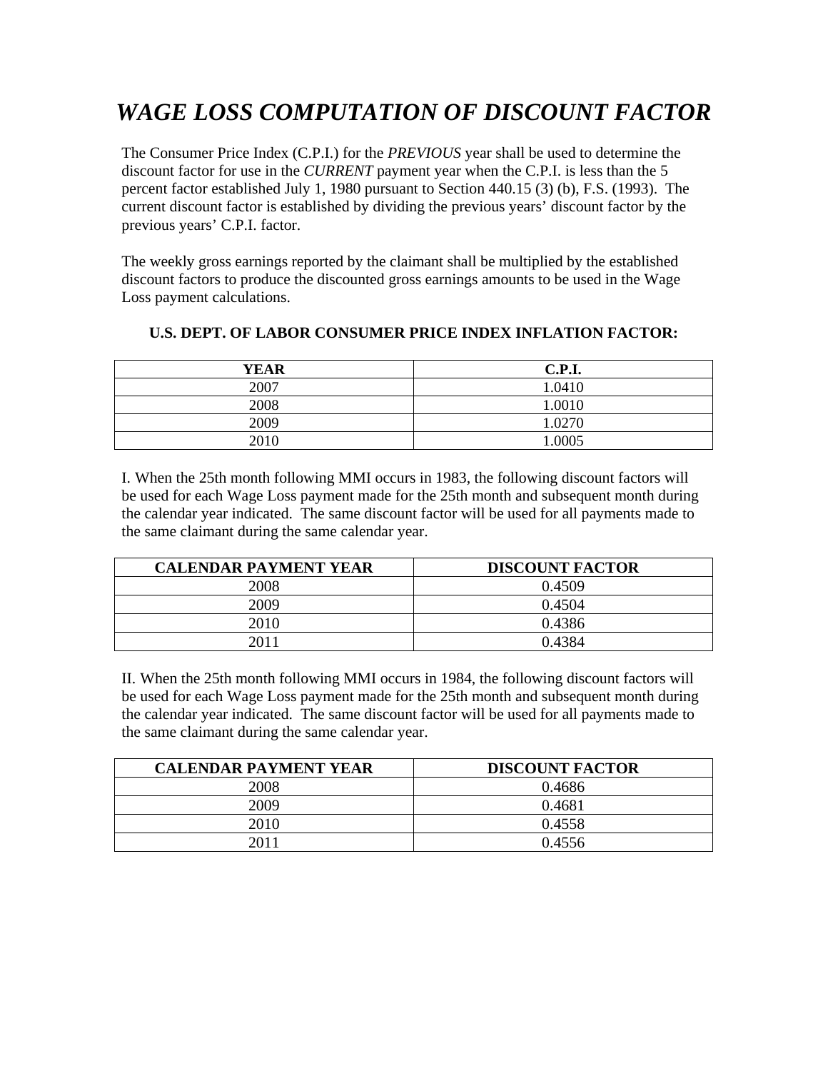# *WAGE LOSS COMPUTATION OF DISCOUNT FACTOR*

The Consumer Price Index (C.P.I.) for the *PREVIOUS* year shall be used to determine the discount factor for use in the *CURRENT* payment year when the C.P.I. is less than the 5 percent factor established July 1, 1980 pursuant to Section 440.15 (3) (b), F.S. (1993). The current discount factor is established by dividing the previous years' discount factor by the previous years' C.P.I. factor.

The weekly gross earnings reported by the claimant shall be multiplied by the established discount factors to produce the discounted gross earnings amounts to be used in the Wage Loss payment calculations.

**U.S. DEPT. OF LABOR CONSUMER PRICE INDEX INFLATION FACTOR:**

| YEAR | C.P.I. |
|---|---|
| 2007 | 1.0410 |
| 2008 | 1.0010 |
| 2009 | 1.0270 |
| 2010 | 1.0005 |

I. When the 25th month following MMI occurs in 1983, the following discount factors will be used for each Wage Loss payment made for the 25th month and subsequent month during the calendar year indicated. The same discount factor will be used for all payments made to the same claimant during the same calendar year.

| CALENDAR PAYMENT YEAR | DISCOUNT FACTOR |
|---|---|
| 2008 | 0.4509 |
| 2009 | 0.4504 |
| 2010 | 0.4386 |
| 2011 | 0.4384 |

II. When the 25th month following MMI occurs in 1984, the following discount factors will be used for each Wage Loss payment made for the 25th month and subsequent month during the calendar year indicated. The same discount factor will be used for all payments made to the same claimant during the same calendar year.

| CALENDAR PAYMENT YEAR | DISCOUNT FACTOR |
|---|---|
| 2008 | 0.4686 |
| 2009 | 0.4681 |
| 2010 | 0.4558 |
| 2011 | 0.4556 |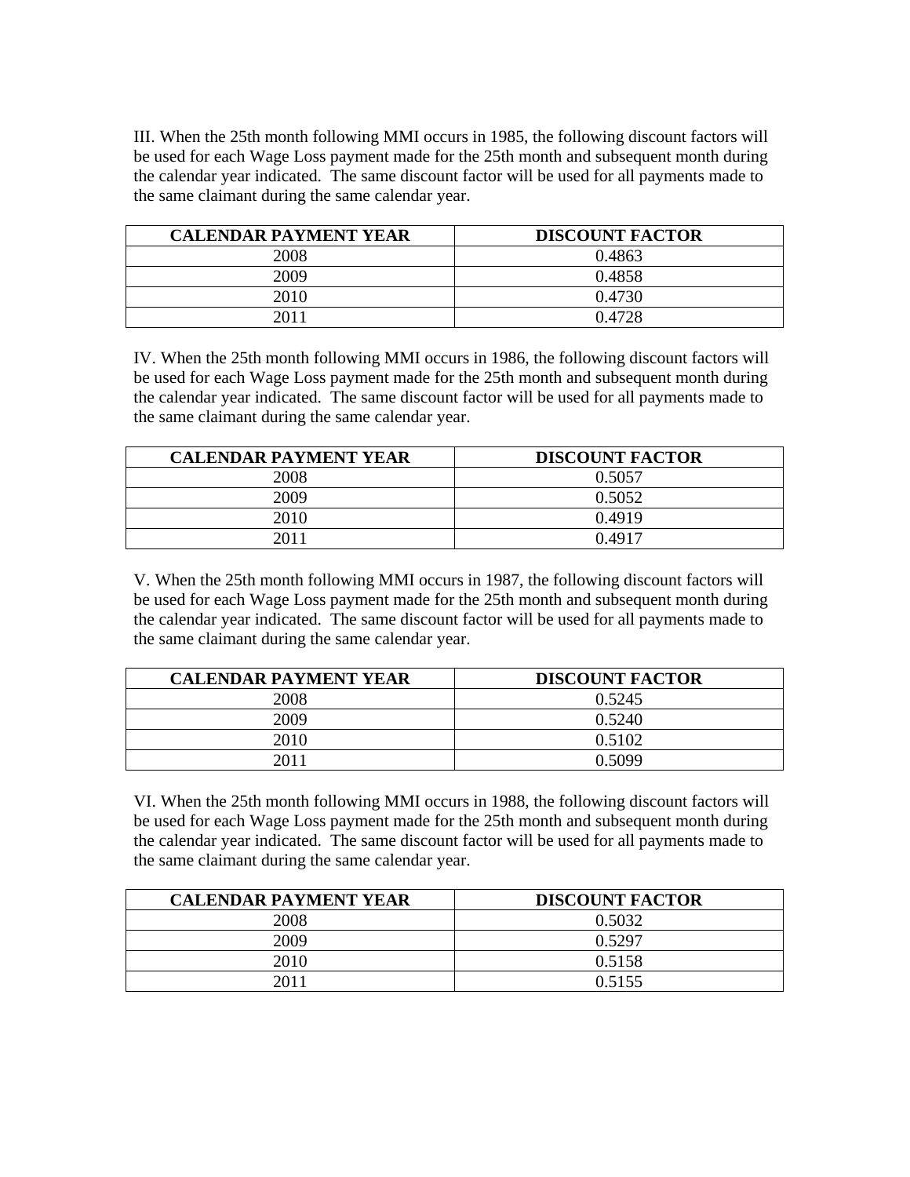III. When the 25th month following MMI occurs in 1985, the following discount factors will be used for each Wage Loss payment made for the 25th month and subsequent month during the calendar year indicated. The same discount factor will be used for all payments made to the same claimant during the same calendar year.

| CALENDAR PAYMENT YEAR | DISCOUNT FACTOR |
|---|---|
| 2008 | 0.4863 |
| 2009 | 0.4858 |
| 2010 | 0.4730 |
| 2011 | 0.4728 |

IV. When the 25th month following MMI occurs in 1986, the following discount factors will be used for each Wage Loss payment made for the 25th month and subsequent month during the calendar year indicated. The same discount factor will be used for all payments made to the same claimant during the same calendar year.

| CALENDAR PAYMENT YEAR | DISCOUNT FACTOR |
|---|---|
| 2008 | 0.5057 |
| 2009 | 0.5052 |
| 2010 | 0.4919 |
| 2011 | 0.4917 |

V. When the 25th month following MMI occurs in 1987, the following discount factors will be used for each Wage Loss payment made for the 25th month and subsequent month during the calendar year indicated. The same discount factor will be used for all payments made to the same claimant during the same calendar year.

| CALENDAR PAYMENT YEAR | DISCOUNT FACTOR |
|---|---|
| 2008 | 0.5245 |
| 2009 | 0.5240 |
| 2010 | 0.5102 |
| 2011 | 0.5099 |

VI. When the 25th month following MMI occurs in 1988, the following discount factors will be used for each Wage Loss payment made for the 25th month and subsequent month during the calendar year indicated. The same discount factor will be used for all payments made to the same claimant during the same calendar year.

| CALENDAR PAYMENT YEAR | DISCOUNT FACTOR |
|---|---|
| 2008 | 0.5032 |
| 2009 | 0.5297 |
| 2010 | 0.5158 |
| 2011 | 0.5155 |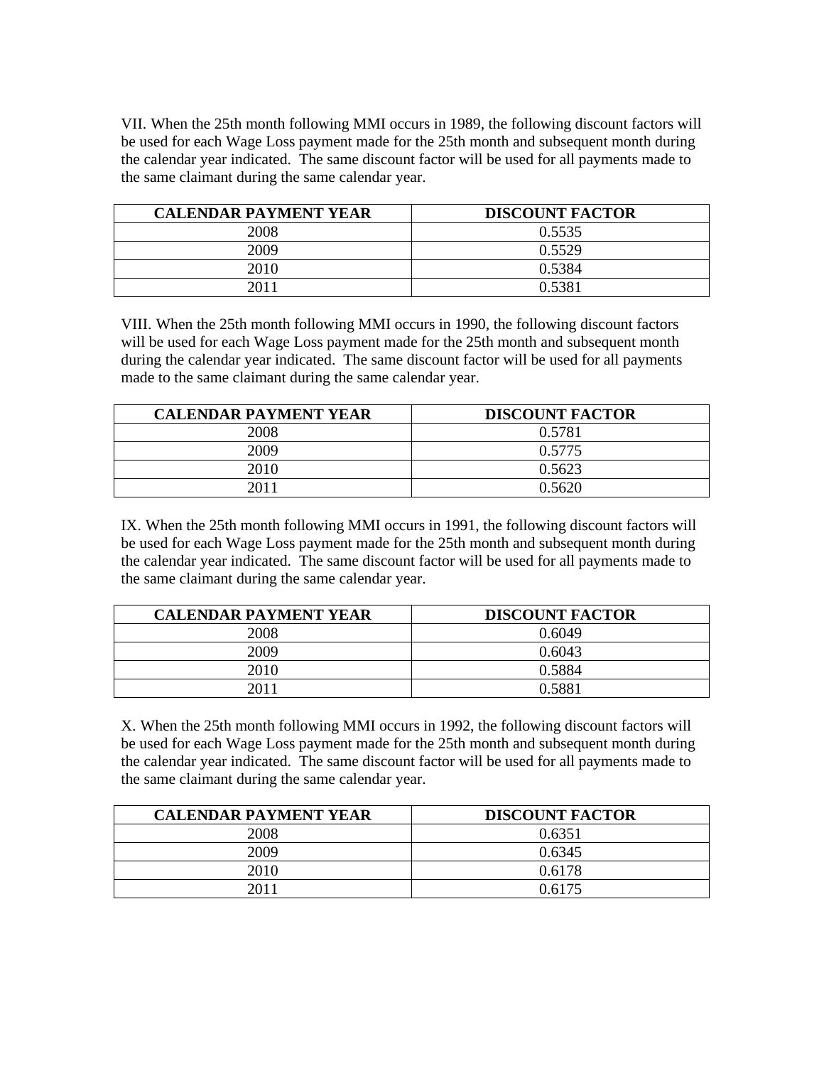VII. When the 25th month following MMI occurs in 1989, the following discount factors will be used for each Wage Loss payment made for the 25th month and subsequent month during the calendar year indicated. The same discount factor will be used for all payments made to the same claimant during the same calendar year.

| CALENDAR PAYMENT YEAR | DISCOUNT FACTOR |
| --- | --- |
| 2008 | 0.5535 |
| 2009 | 0.5529 |
| 2010 | 0.5384 |
| 2011 | 0.5381 |

VIII. When the 25th month following MMI occurs in 1990, the following discount factors will be used for each Wage Loss payment made for the 25th month and subsequent month during the calendar year indicated. The same discount factor will be used for all payments made to the same claimant during the same calendar year.

| CALENDAR PAYMENT YEAR | DISCOUNT FACTOR |
| --- | --- |
| 2008 | 0.5781 |
| 2009 | 0.5775 |
| 2010 | 0.5623 |
| 2011 | 0.5620 |

IX. When the 25th month following MMI occurs in 1991, the following discount factors will be used for each Wage Loss payment made for the 25th month and subsequent month during the calendar year indicated. The same discount factor will be used for all payments made to the same claimant during the same calendar year.

| CALENDAR PAYMENT YEAR | DISCOUNT FACTOR |
| --- | --- |
| 2008 | 0.6049 |
| 2009 | 0.6043 |
| 2010 | 0.5884 |
| 2011 | 0.5881 |

X. When the 25th month following MMI occurs in 1992, the following discount factors will be used for each Wage Loss payment made for the 25th month and subsequent month during the calendar year indicated. The same discount factor will be used for all payments made to the same claimant during the same calendar year.

| CALENDAR PAYMENT YEAR | DISCOUNT FACTOR |
| --- | --- |
| 2008 | 0.6351 |
| 2009 | 0.6345 |
| 2010 | 0.6178 |
| 2011 | 0.6175 |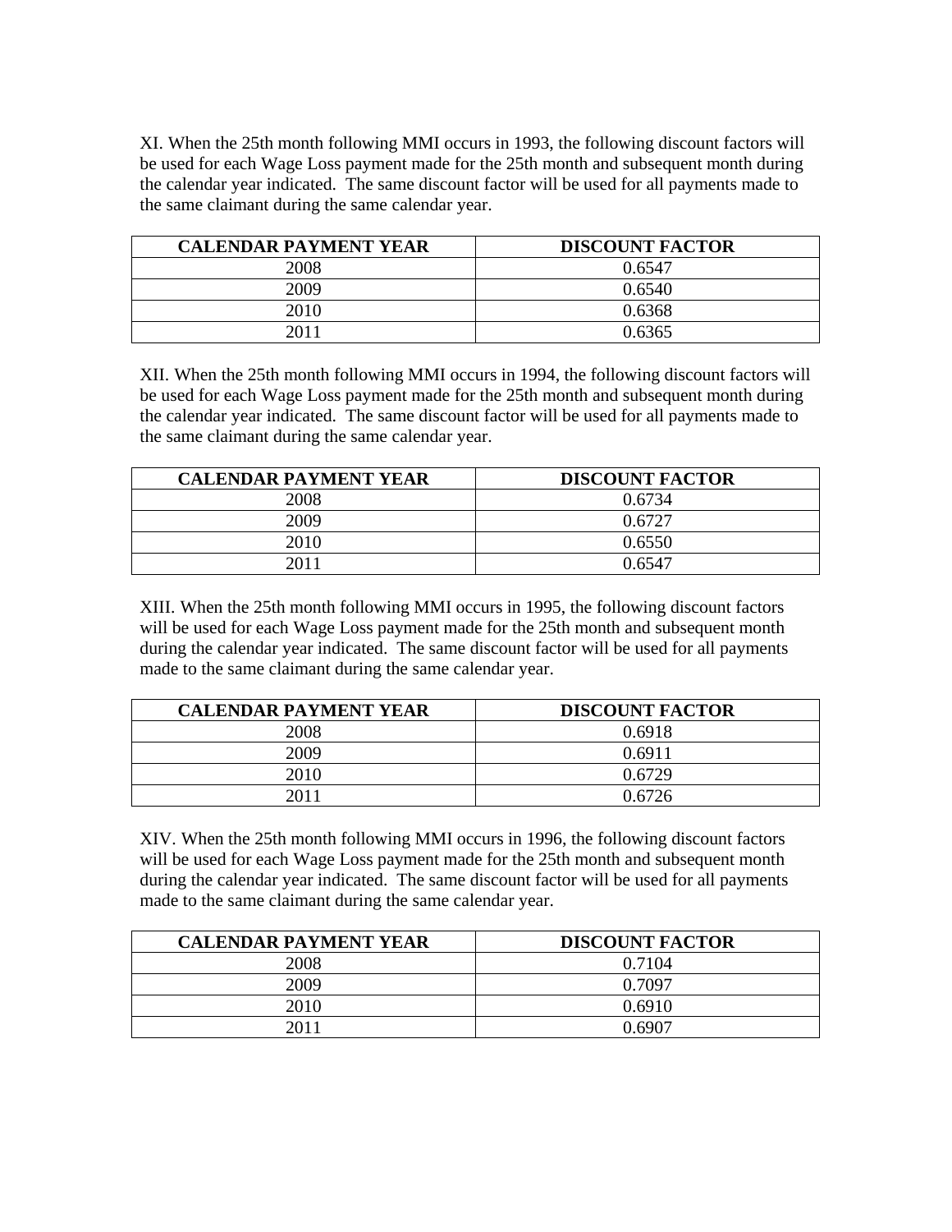XI. When the 25th month following MMI occurs in 1993, the following discount factors will be used for each Wage Loss payment made for the 25th month and subsequent month during the calendar year indicated. The same discount factor will be used for all payments made to the same claimant during the same calendar year.

| CALENDAR PAYMENT YEAR | DISCOUNT FACTOR |
|---|---|
| 2008 | 0.6547 |
| 2009 | 0.6540 |
| 2010 | 0.6368 |
| 2011 | 0.6365 |

XII. When the 25th month following MMI occurs in 1994, the following discount factors will be used for each Wage Loss payment made for the 25th month and subsequent month during the calendar year indicated. The same discount factor will be used for all payments made to the same claimant during the same calendar year.

| CALENDAR PAYMENT YEAR | DISCOUNT FACTOR |
|---|---|
| 2008 | 0.6734 |
| 2009 | 0.6727 |
| 2010 | 0.6550 |
| 2011 | 0.6547 |

XIII. When the 25th month following MMI occurs in 1995, the following discount factors will be used for each Wage Loss payment made for the 25th month and subsequent month during the calendar year indicated. The same discount factor will be used for all payments made to the same claimant during the same calendar year.

| CALENDAR PAYMENT YEAR | DISCOUNT FACTOR |
|---|---|
| 2008 | 0.6918 |
| 2009 | 0.6911 |
| 2010 | 0.6729 |
| 2011 | 0.6726 |

XIV. When the 25th month following MMI occurs in 1996, the following discount factors will be used for each Wage Loss payment made for the 25th month and subsequent month during the calendar year indicated. The same discount factor will be used for all payments made to the same claimant during the same calendar year.

| CALENDAR PAYMENT YEAR | DISCOUNT FACTOR |
|---|---|
| 2008 | 0.7104 |
| 2009 | 0.7097 |
| 2010 | 0.6910 |
| 2011 | 0.6907 |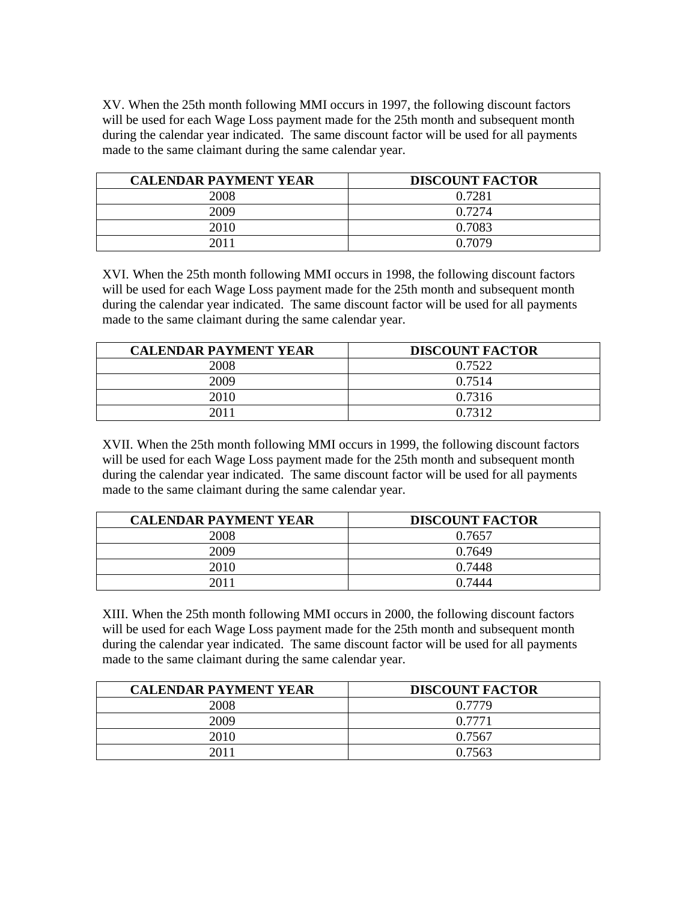XV. When the 25th month following MMI occurs in 1997, the following discount factors will be used for each Wage Loss payment made for the 25th month and subsequent month during the calendar year indicated. The same discount factor will be used for all payments made to the same claimant during the same calendar year.

| CALENDAR PAYMENT YEAR | DISCOUNT FACTOR |
|---|---|
| 2008 | 0.7281 |
| 2009 | 0.7274 |
| 2010 | 0.7083 |
| 2011 | 0.7079 |

XVI. When the 25th month following MMI occurs in 1998, the following discount factors will be used for each Wage Loss payment made for the 25th month and subsequent month during the calendar year indicated. The same discount factor will be used for all payments made to the same claimant during the same calendar year.

| CALENDAR PAYMENT YEAR | DISCOUNT FACTOR |
|---|---|
| 2008 | 0.7522 |
| 2009 | 0.7514 |
| 2010 | 0.7316 |
| 2011 | 0.7312 |

XVII. When the 25th month following MMI occurs in 1999, the following discount factors will be used for each Wage Loss payment made for the 25th month and subsequent month during the calendar year indicated. The same discount factor will be used for all payments made to the same claimant during the same calendar year.

| CALENDAR PAYMENT YEAR | DISCOUNT FACTOR |
|---|---|
| 2008 | 0.7657 |
| 2009 | 0.7649 |
| 2010 | 0.7448 |
| 2011 | 0.7444 |

XIII. When the 25th month following MMI occurs in 2000, the following discount factors will be used for each Wage Loss payment made for the 25th month and subsequent month during the calendar year indicated. The same discount factor will be used for all payments made to the same claimant during the same calendar year.

| CALENDAR PAYMENT YEAR | DISCOUNT FACTOR |
|---|---|
| 2008 | 0.7779 |
| 2009 | 0.7771 |
| 2010 | 0.7567 |
| 2011 | 0.7563 |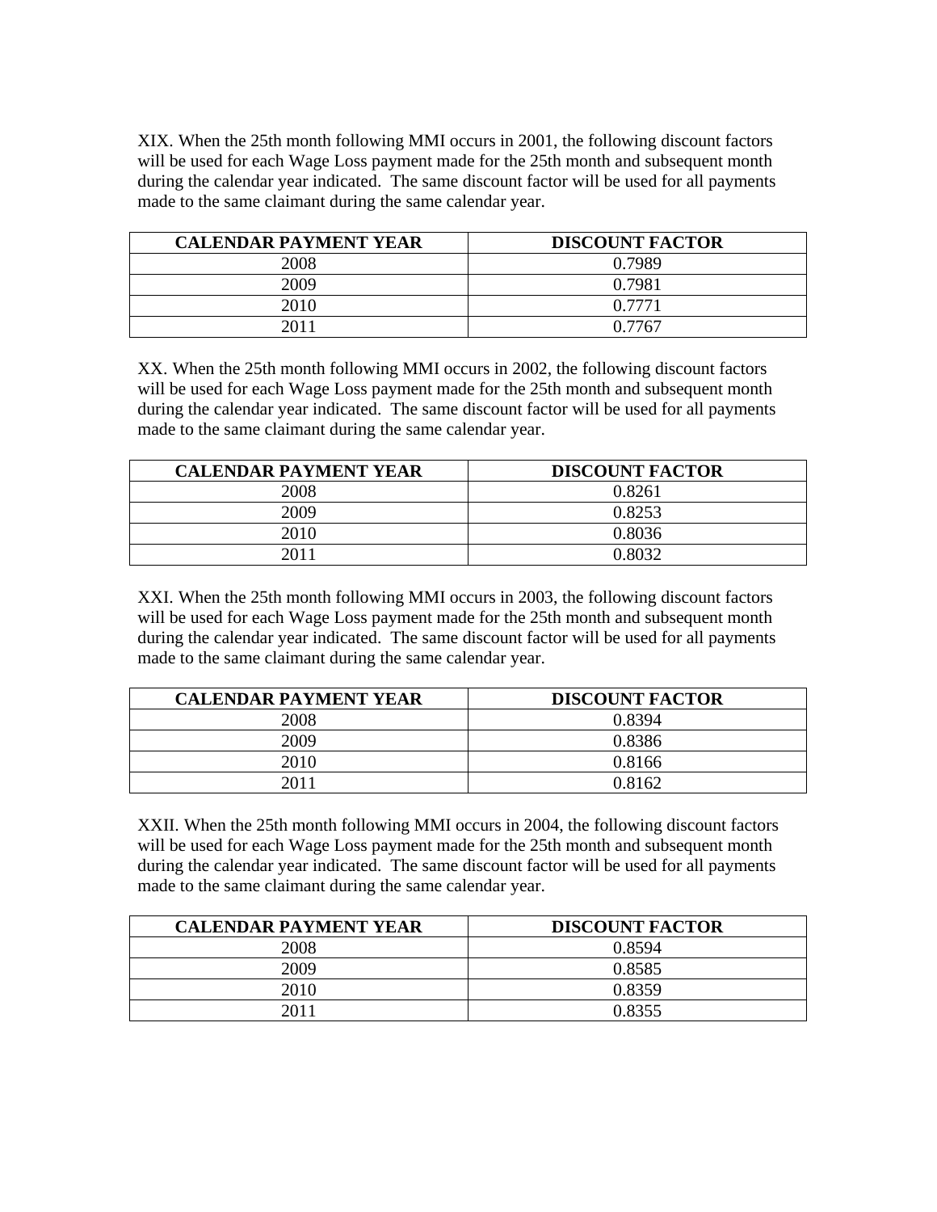XIX. When the 25th month following MMI occurs in 2001, the following discount factors will be used for each Wage Loss payment made for the 25th month and subsequent month during the calendar year indicated. The same discount factor will be used for all payments made to the same claimant during the same calendar year.

| CALENDAR PAYMENT YEAR | DISCOUNT FACTOR |
|---|---|
| 2008 | 0.7989 |
| 2009 | 0.7981 |
| 2010 | 0.7771 |
| 2011 | 0.7767 |

XX. When the 25th month following MMI occurs in 2002, the following discount factors will be used for each Wage Loss payment made for the 25th month and subsequent month during the calendar year indicated. The same discount factor will be used for all payments made to the same claimant during the same calendar year.

| CALENDAR PAYMENT YEAR | DISCOUNT FACTOR |
|---|---|
| 2008 | 0.8261 |
| 2009 | 0.8253 |
| 2010 | 0.8036 |
| 2011 | 0.8032 |

XXI. When the 25th month following MMI occurs in 2003, the following discount factors will be used for each Wage Loss payment made for the 25th month and subsequent month during the calendar year indicated. The same discount factor will be used for all payments made to the same claimant during the same calendar year.

| CALENDAR PAYMENT YEAR | DISCOUNT FACTOR |
|---|---|
| 2008 | 0.8394 |
| 2009 | 0.8386 |
| 2010 | 0.8166 |
| 2011 | 0.8162 |

XXII. When the 25th month following MMI occurs in 2004, the following discount factors will be used for each Wage Loss payment made for the 25th month and subsequent month during the calendar year indicated. The same discount factor will be used for all payments made to the same claimant during the same calendar year.

| CALENDAR PAYMENT YEAR | DISCOUNT FACTOR |
|---|---|
| 2008 | 0.8594 |
| 2009 | 0.8585 |
| 2010 | 0.8359 |
| 2011 | 0.8355 |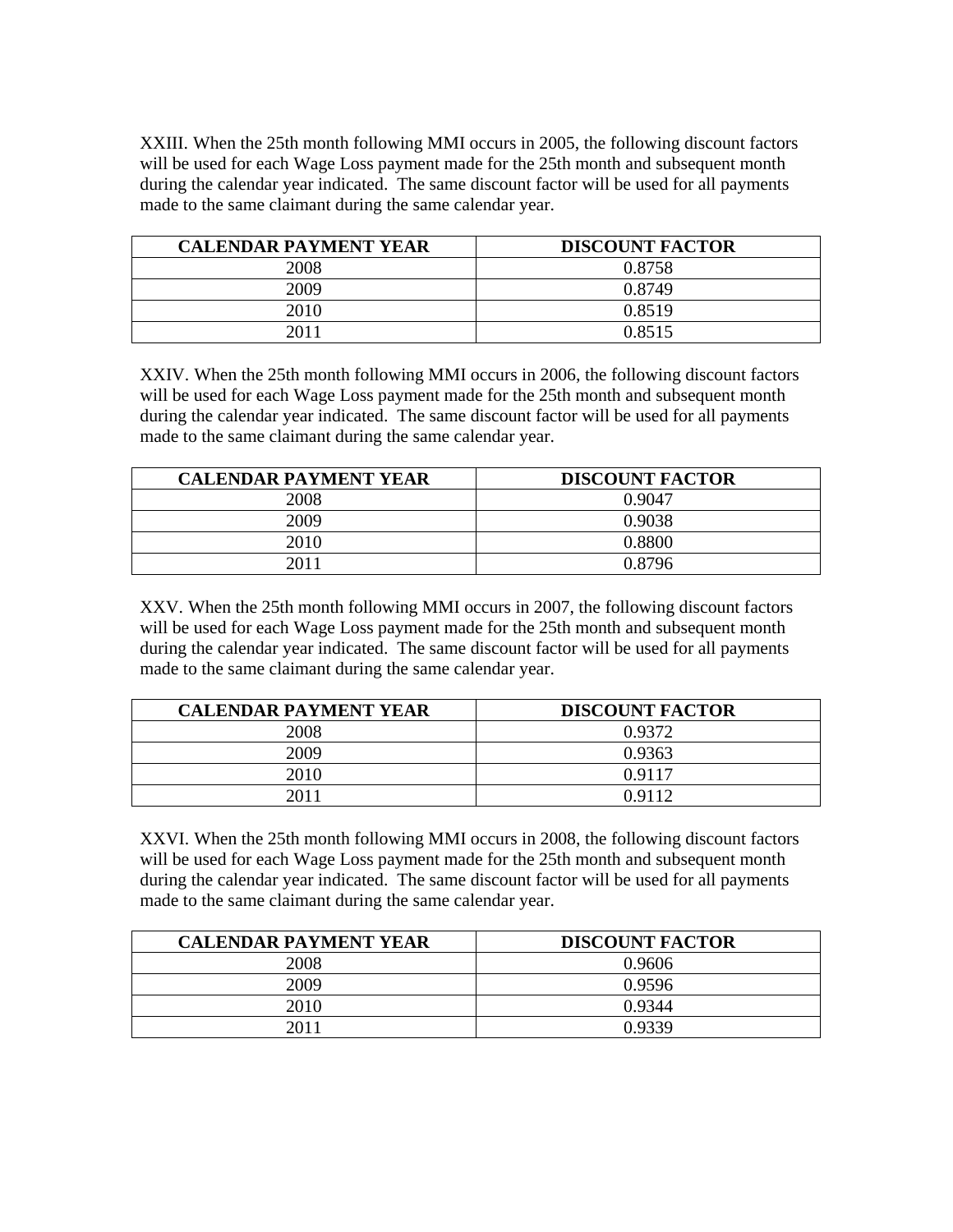XXIII. When the 25th month following MMI occurs in 2005, the following discount factors will be used for each Wage Loss payment made for the 25th month and subsequent month during the calendar year indicated. The same discount factor will be used for all payments made to the same claimant during the same calendar year.

| CALENDAR PAYMENT YEAR | DISCOUNT FACTOR |
|---|---|
| 2008 | 0.8758 |
| 2009 | 0.8749 |
| 2010 | 0.8519 |
| 2011 | 0.8515 |

XXIV. When the 25th month following MMI occurs in 2006, the following discount factors will be used for each Wage Loss payment made for the 25th month and subsequent month during the calendar year indicated. The same discount factor will be used for all payments made to the same claimant during the same calendar year.

| CALENDAR PAYMENT YEAR | DISCOUNT FACTOR |
|---|---|
| 2008 | 0.9047 |
| 2009 | 0.9038 |
| 2010 | 0.8800 |
| 2011 | 0.8796 |

XXV. When the 25th month following MMI occurs in 2007, the following discount factors will be used for each Wage Loss payment made for the 25th month and subsequent month during the calendar year indicated. The same discount factor will be used for all payments made to the same claimant during the same calendar year.

| CALENDAR PAYMENT YEAR | DISCOUNT FACTOR |
|---|---|
| 2008 | 0.9372 |
| 2009 | 0.9363 |
| 2010 | 0.9117 |
| 2011 | 0.9112 |

XXVI. When the 25th month following MMI occurs in 2008, the following discount factors will be used for each Wage Loss payment made for the 25th month and subsequent month during the calendar year indicated. The same discount factor will be used for all payments made to the same claimant during the same calendar year.

| CALENDAR PAYMENT YEAR | DISCOUNT FACTOR |
|---|---|
| 2008 | 0.9606 |
| 2009 | 0.9596 |
| 2010 | 0.9344 |
| 2011 | 0.9339 |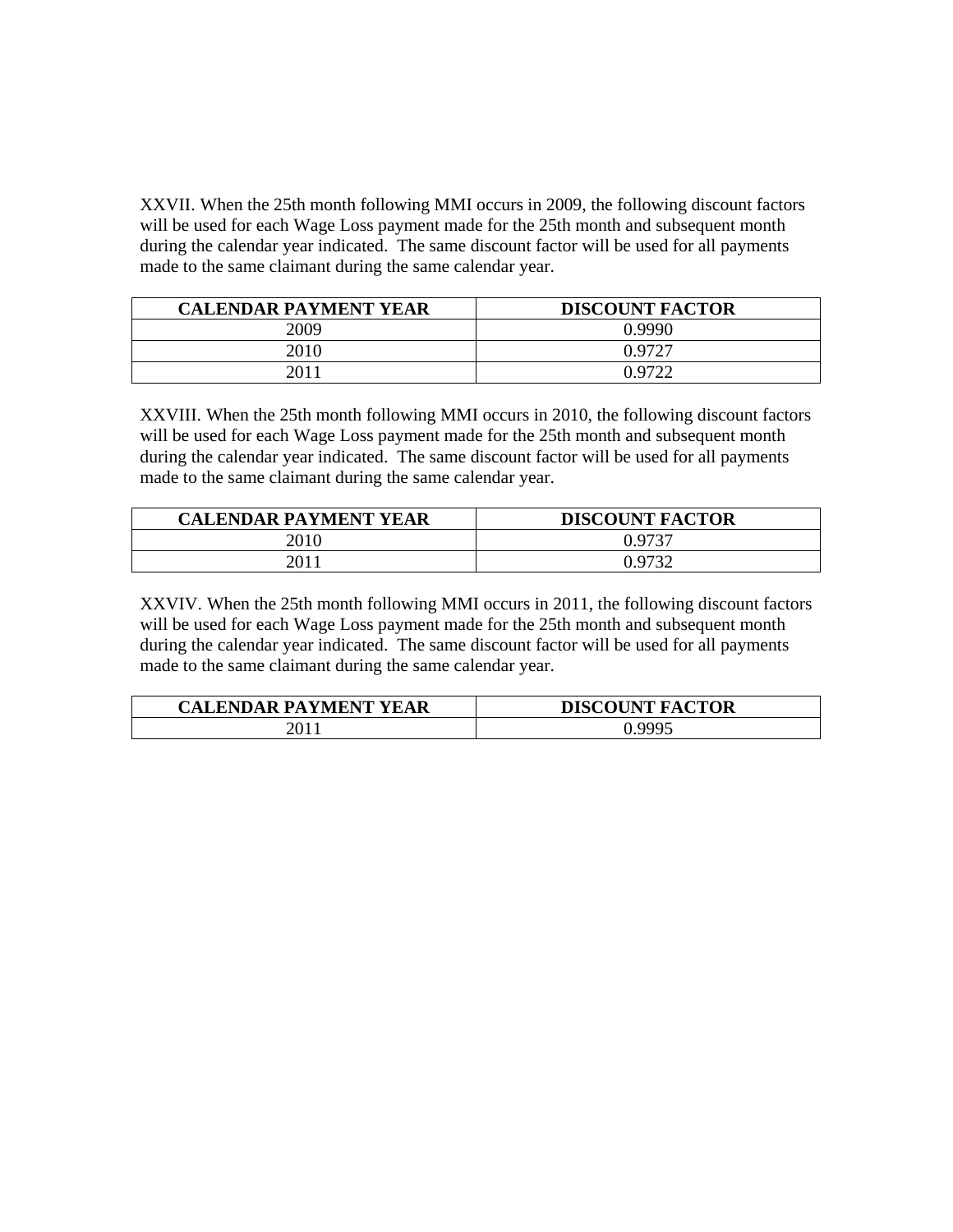XXVII. When the 25th month following MMI occurs in 2009, the following discount factors will be used for each Wage Loss payment made for the 25th month and subsequent month during the calendar year indicated.  The same discount factor will be used for all payments made to the same claimant during the same calendar year.

| CALENDAR PAYMENT YEAR | DISCOUNT FACTOR |
| --- | --- |
| 2009 | 0.9990 |
| 2010 | 0.9727 |
| 2011 | 0.9722 |

XXVIII. When the 25th month following MMI occurs in 2010, the following discount factors will be used for each Wage Loss payment made for the 25th month and subsequent month during the calendar year indicated.  The same discount factor will be used for all payments made to the same claimant during the same calendar year.

| CALENDAR PAYMENT YEAR | DISCOUNT FACTOR |
| --- | --- |
| 2010 | 0.9737 |
| 2011 | 0.9732 |

XXVIV. When the 25th month following MMI occurs in 2011, the following discount factors will be used for each Wage Loss payment made for the 25th month and subsequent month during the calendar year indicated.  The same discount factor will be used for all payments made to the same claimant during the same calendar year.

| CALENDAR PAYMENT YEAR | DISCOUNT FACTOR |
| --- | --- |
| 2011 | 0.9995 |